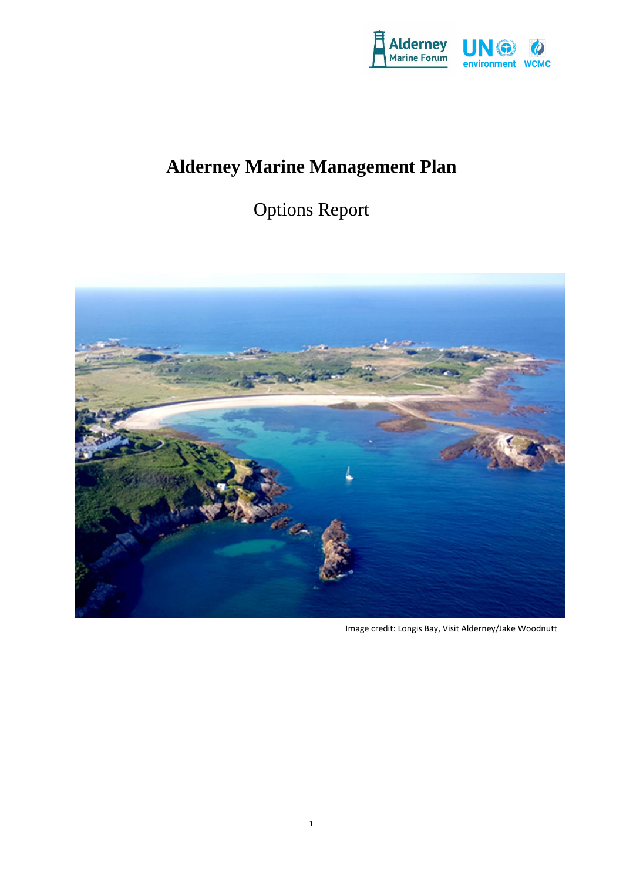# Alderney Marine Management Plan

## Options Report

Image credit: Longis Bay, Visit Alderney/Jake Woodnutt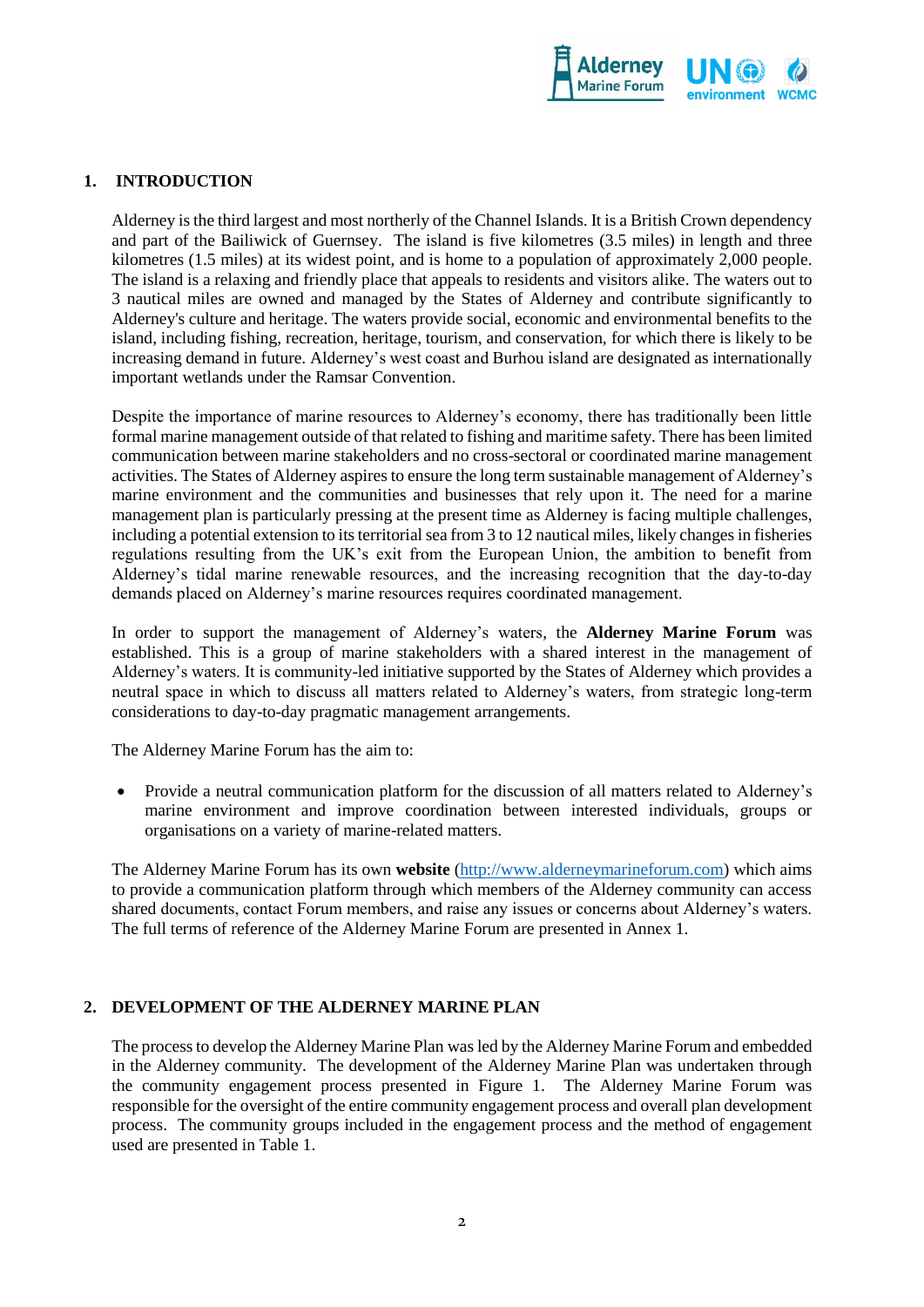## 1. INTRODUCTION

Alderney is the third largest and most northerly of the Channel Islands. It is a British Crown dependency and part of the Bailiwick of Guernsey. The island is five kilometres (3.5 miles) in length and three kilometres (1.5 miles) at its widest point, and is home to a population of approximately 2,000 people. The island is a relaxing and friendly place that appeals to residents and visitors alike. The waters out to 3 nautical miles are owned and managed by the States of Alderney and contribute significantly to Alderney's culture and heritage. The waters provide social, economic and environmental benefits to the island, including fishing, recreation, heritage, tourism, and conservation, for which there is likely to be increasing demand in future. Alderney's west coast and Burhou island are designated as internationally important wetlands under the Ramsar Convention.

Despite the importance of marine resources to Alderney's economy, there has traditionally been little formal marine management outside of that related to fishing and maritime safety. There has been limited communication between marine stakeholders and no cross-sectoral or coordinated marine management activities. The States of Alderney aspires to ensure the long term sustainable management of Alderney's marine environment and the communities and businesses that rely upon it. The need for a marine management plan is particularly pressing at the present time as Alderney is facing multiple challenges, including a potential extension to its territorial sea from 3 to 12 nautical miles, likely changes in fisheries regulations resulting from the UK's exit from the European Union, the ambition to benefit from Alderney's tidal marine renewable resources, and the increasing recognition that the day-to-day demands placed on Alderney's marine resources requires coordinated management.

In order to support the management of Alderney's waters, the **Alderney Marine Forum** was established. This is a group of marine stakeholders with a shared interest in the management of Alderney's waters. It is community-led initiative supported by the States of Alderney which provides a neutral space in which to discuss all matters related to Alderney's waters, from strategic long-term considerations to day-to-day pragmatic management arrangements.

The Alderney Marine Forum has the aim to:

- Provide a neutral communication platform for the discussion of all matters related to Alderney's marine environment and improve coordination between interested individuals, groups or organisations on a variety of marine-related matters.

The Alderney Marine Forum has its own **website** (http://www.alderneymarineforum.com) which aims to provide a communication platform through which members of the Alderney community can access shared documents, contact Forum members, and raise any issues or concerns about Alderney's waters. The full terms of reference of the Alderney Marine Forum are presented in Annex 1.

## 2. DEVELOPMENT OF THE ALDERNEY MARINE PLAN

The process to develop the Alderney Marine Plan was led by the Alderney Marine Forum and embedded in the Alderney community. The development of the Alderney Marine Plan was undertaken through the community engagement process presented in Figure 1. The Alderney Marine Forum was responsible for the oversight of the entire community engagement process and overall plan development process. The community groups included in the engagement process and the method of engagement used are presented in Table 1.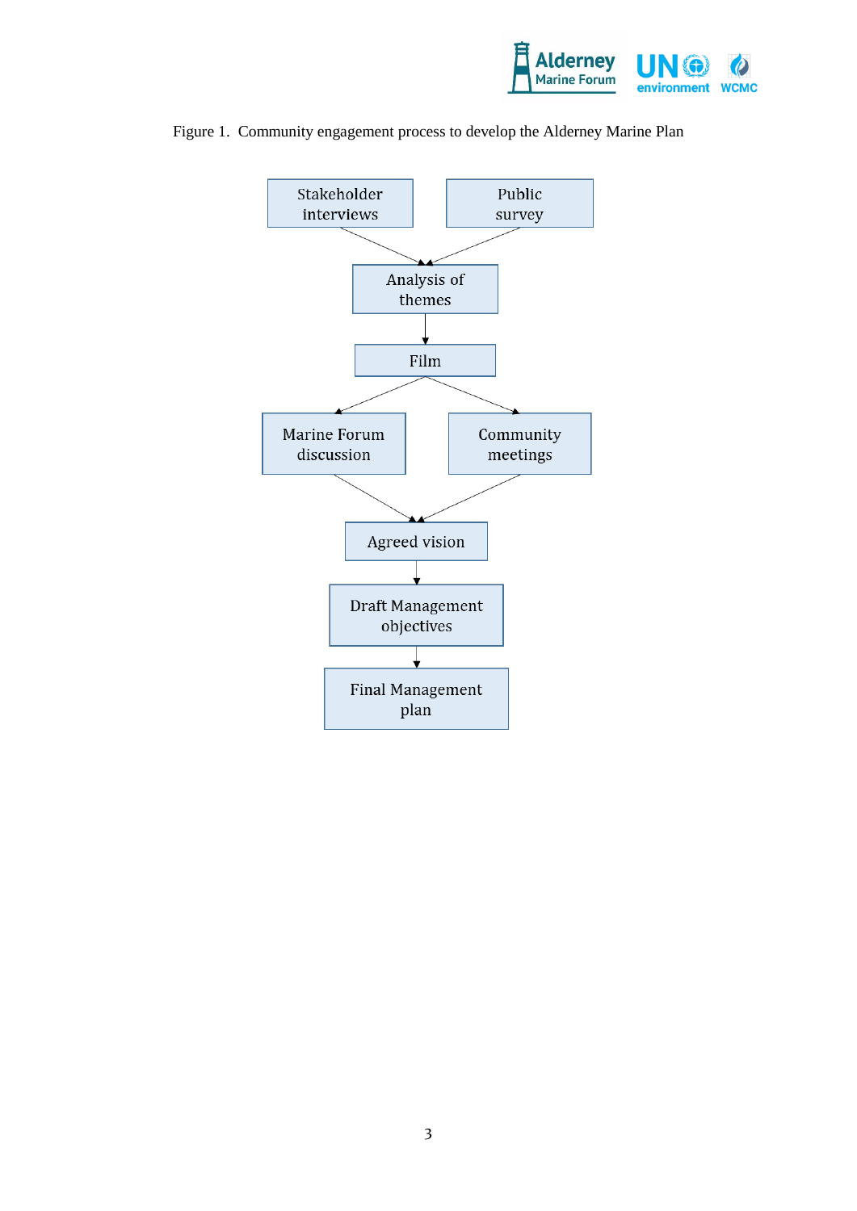Figure 1. Community engagement process to develop the Alderney Marine Plan

Stakeholder interviews

Public survey

Analysis of themes

Film

Marine Forum discussion

Community meetings

Agreed vision

Draft Management objectives

Final Management plan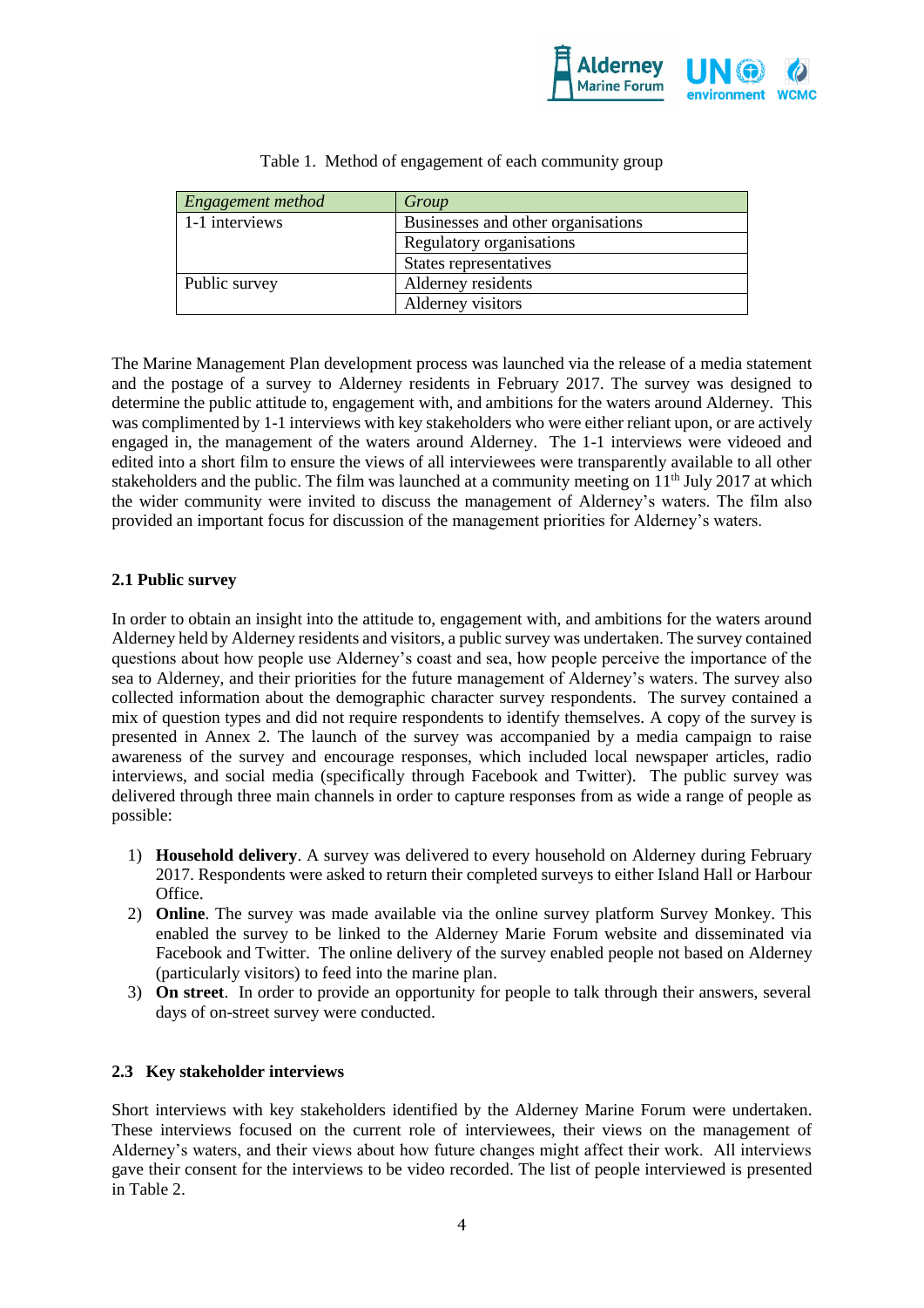Table 1. Method of engagement of each community group

| *Engagement method* | *Group* |
|---|---|
| 1-1 interviews | Businesses and other organisations |
| | Regulatory organisations |
| | States representatives |
| Public survey | Alderney residents |
| | Alderney visitors |

The Marine Management Plan development process was launched via the release of a media statement and the postage of a survey to Alderney residents in February 2017. The survey was designed to determine the public attitude to, engagement with, and ambitions for the waters around Alderney. This was complimented by 1-1 interviews with key stakeholders who were either reliant upon, or are actively engaged in, the management of the waters around Alderney. The 1-1 interviews were videoed and edited into a short film to ensure the views of all interviewees were transparently available to all other stakeholders and the public. The film was launched at a community meeting on 11th July 2017 at which the wider community were invited to discuss the management of Alderney's waters. The film also provided an important focus for discussion of the management priorities for Alderney's waters.

### 2.1 Public survey

In order to obtain an insight into the attitude to, engagement with, and ambitions for the waters around Alderney held by Alderney residents and visitors, a public survey was undertaken. The survey contained questions about how people use Alderney's coast and sea, how people perceive the importance of the sea to Alderney, and their priorities for the future management of Alderney's waters. The survey also collected information about the demographic character survey respondents. The survey contained a mix of question types and did not require respondents to identify themselves. A copy of the survey is presented in Annex 2. The launch of the survey was accompanied by a media campaign to raise awareness of the survey and encourage responses, which included local newspaper articles, radio interviews, and social media (specifically through Facebook and Twitter). The public survey was delivered through three main channels in order to capture responses from as wide a range of people as possible:

1) **Household delivery**. A survey was delivered to every household on Alderney during February 2017. Respondents were asked to return their completed surveys to either Island Hall or Harbour Office.
2) **Online**. The survey was made available via the online survey platform Survey Monkey. This enabled the survey to be linked to the Alderney Marie Forum website and disseminated via Facebook and Twitter. The online delivery of the survey enabled people not based on Alderney (particularly visitors) to feed into the marine plan.
3) **On street**. In order to provide an opportunity for people to talk through their answers, several days of on-street survey were conducted.

### 2.3 Key stakeholder interviews

Short interviews with key stakeholders identified by the Alderney Marine Forum were undertaken. These interviews focused on the current role of interviewees, their views on the management of Alderney's waters, and their views about how future changes might affect their work. All interviews gave their consent for the interviews to be video recorded. The list of people interviewed is presented in Table 2.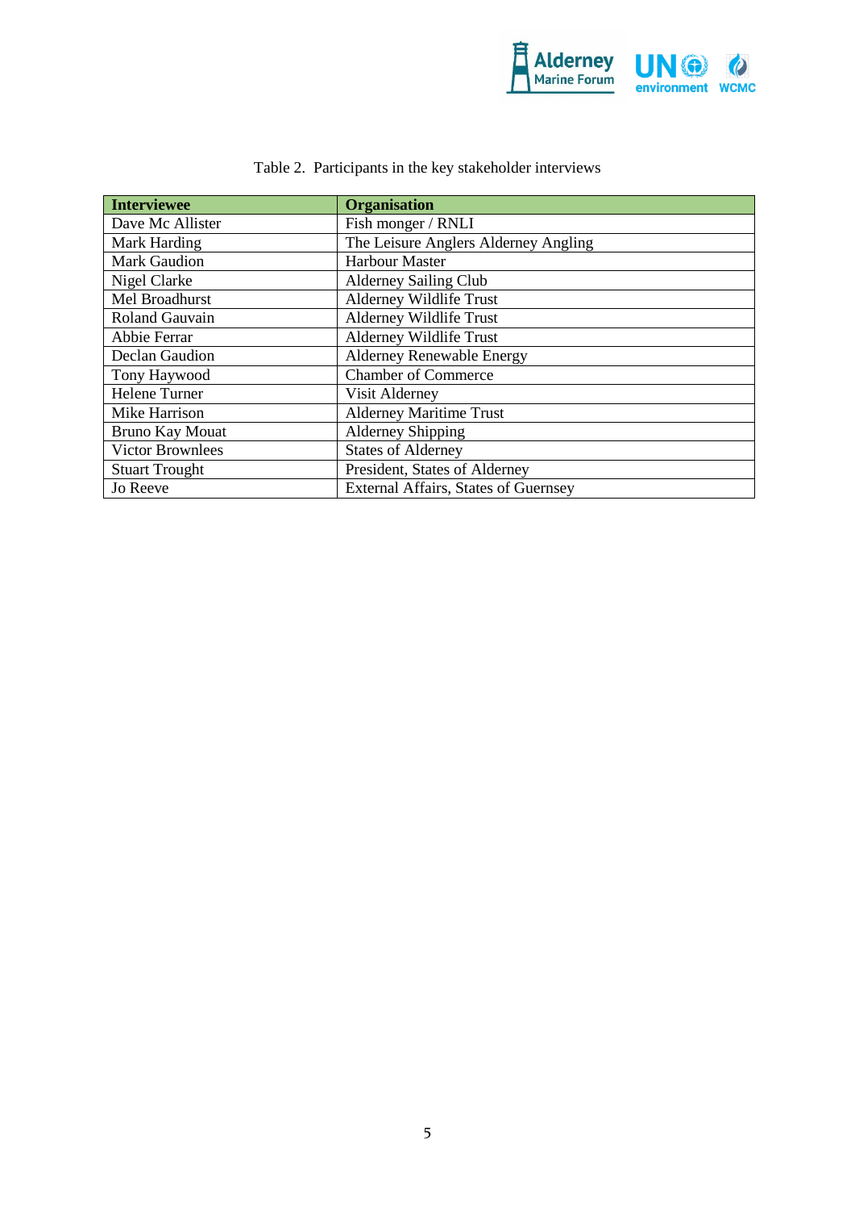Table 2. Participants in the key stakeholder interviews

| Interviewee | Organisation |
|---|---|
| Dave Mc Allister | Fish monger / RNLI |
| Mark Harding | The Leisure Anglers Alderney Angling |
| Mark Gaudion | Harbour Master |
| Nigel Clarke | Alderney Sailing Club |
| Mel Broadhurst | Alderney Wildlife Trust |
| Roland Gauvain | Alderney Wildlife Trust |
| Abbie Ferrar | Alderney Wildlife Trust |
| Declan Gaudion | Alderney Renewable Energy |
| Tony Haywood | Chamber of Commerce |
| Helene Turner | Visit Alderney |
| Mike Harrison | Alderney Maritime Trust |
| Bruno Kay Mouat | Alderney Shipping |
| Victor Brownlees | States of Alderney |
| Stuart Trought | President, States of Alderney |
| Jo Reeve | External Affairs, States of Guernsey |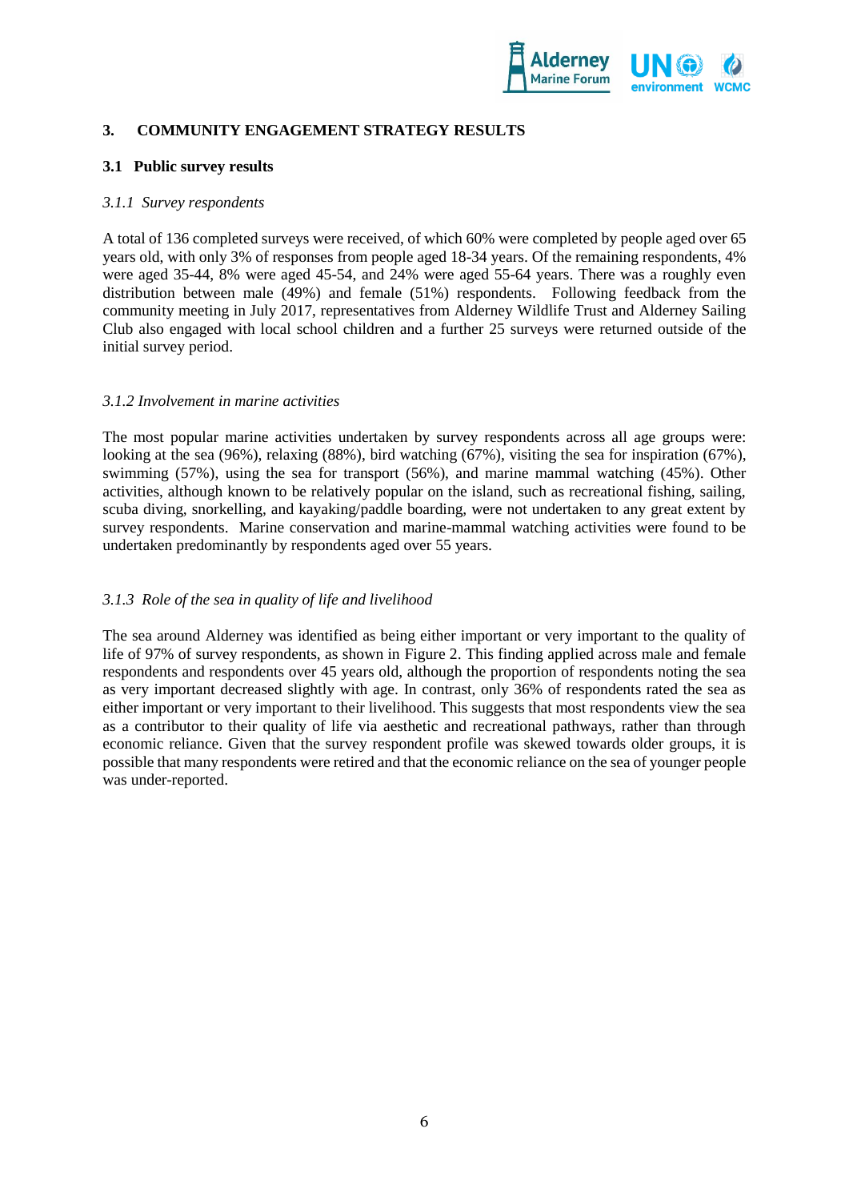# 3. COMMUNITY ENGAGEMENT STRATEGY RESULTS

## 3.1 Public survey results

### *3.1.1 Survey respondents*

A total of 136 completed surveys were received, of which 60% were completed by people aged over 65 years old, with only 3% of responses from people aged 18-34 years. Of the remaining respondents, 4% were aged 35-44, 8% were aged 45-54, and 24% were aged 55-64 years. There was a roughly even distribution between male (49%) and female (51%) respondents. Following feedback from the community meeting in July 2017, representatives from Alderney Wildlife Trust and Alderney Sailing Club also engaged with local school children and a further 25 surveys were returned outside of the initial survey period.

### *3.1.2 Involvement in marine activities*

The most popular marine activities undertaken by survey respondents across all age groups were: looking at the sea (96%), relaxing (88%), bird watching (67%), visiting the sea for inspiration (67%), swimming (57%), using the sea for transport (56%), and marine mammal watching (45%). Other activities, although known to be relatively popular on the island, such as recreational fishing, sailing, scuba diving, snorkelling, and kayaking/paddle boarding, were not undertaken to any great extent by survey respondents. Marine conservation and marine-mammal watching activities were found to be undertaken predominantly by respondents aged over 55 years.

### *3.1.3 Role of the sea in quality of life and livelihood*

The sea around Alderney was identified as being either important or very important to the quality of life of 97% of survey respondents, as shown in Figure 2. This finding applied across male and female respondents and respondents over 45 years old, although the proportion of respondents noting the sea as very important decreased slightly with age. In contrast, only 36% of respondents rated the sea as either important or very important to their livelihood. This suggests that most respondents view the sea as a contributor to their quality of life via aesthetic and recreational pathways, rather than through economic reliance. Given that the survey respondent profile was skewed towards older groups, it is possible that many respondents were retired and that the economic reliance on the sea of younger people was under-reported.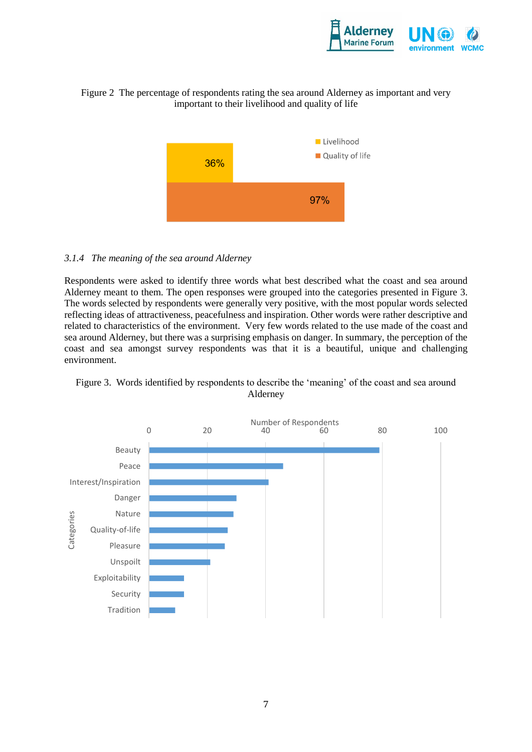Figure 2 The percentage of respondents rating the sea around Alderney as important and very important to their livelihood and quality of life

### 3.1.4 *The meaning of the sea around Alderney*

Respondents were asked to identify three words what best described what the coast and sea around Alderney meant to them. The open responses were grouped into the categories presented in Figure 3. The words selected by respondents were generally very positive, with the most popular words selected reflecting ideas of attractiveness, peacefulness and inspiration. Other words were rather descriptive and related to characteristics of the environment. Very few words related to the use made of the coast and sea around Alderney, but there was a surprising emphasis on danger. In summary, the perception of the coast and sea amongst survey respondents was that it is a beautiful, unique and challenging environment.

Figure 3. Words identified by respondents to describe the 'meaning' of the coast and sea around Alderney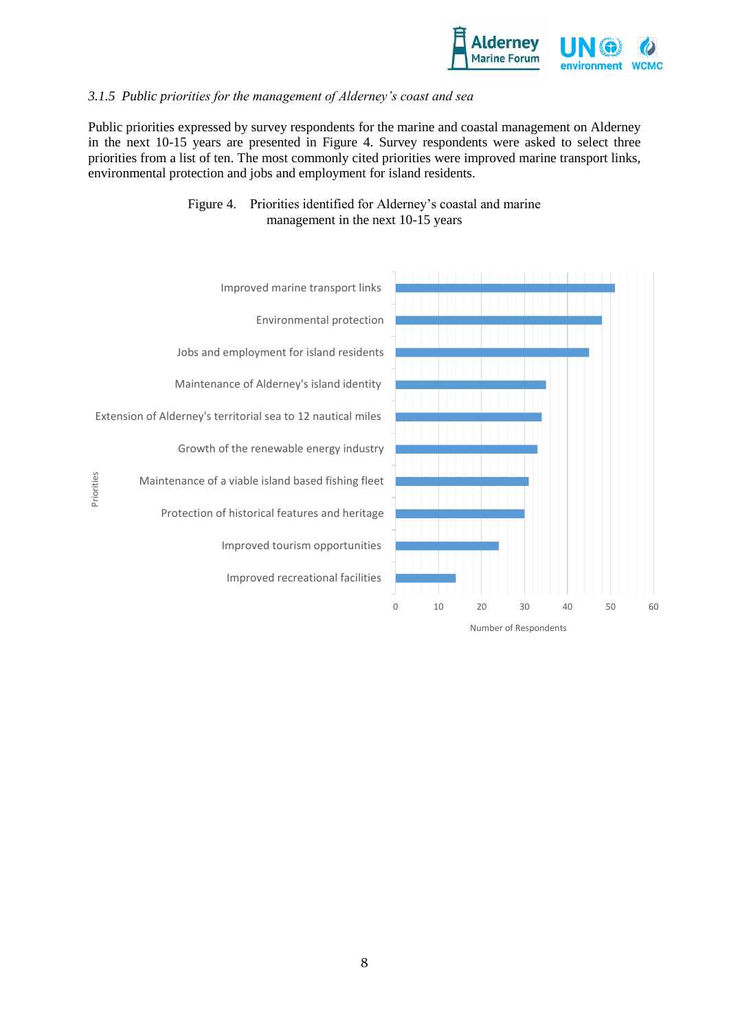### *3.1.5 Public priorities for the management of Alderney's coast and sea*

Public priorities expressed by survey respondents for the marine and coastal management on Alderney in the next 10-15 years are presented in Figure 4. Survey respondents were asked to select three priorities from a list of ten. The most commonly cited priorities were improved marine transport links, environmental protection and jobs and employment for island residents.

Figure 4. Priorities identified for Alderney's coastal and marine management in the next 10-15 years

Priorities

Improved marine transport links

Environmental protection

Jobs and employment for island residents

Maintenance of Alderney's island identity

Extension of Alderney's territorial sea to 12 nautical miles

Growth of the renewable energy industry

Maintenance of a viable island based fishing fleet

Protection of historical features and heritage

Improved tourism opportunities

Improved recreational facilities

0 10 20 30 40 50 60

Number of Respondents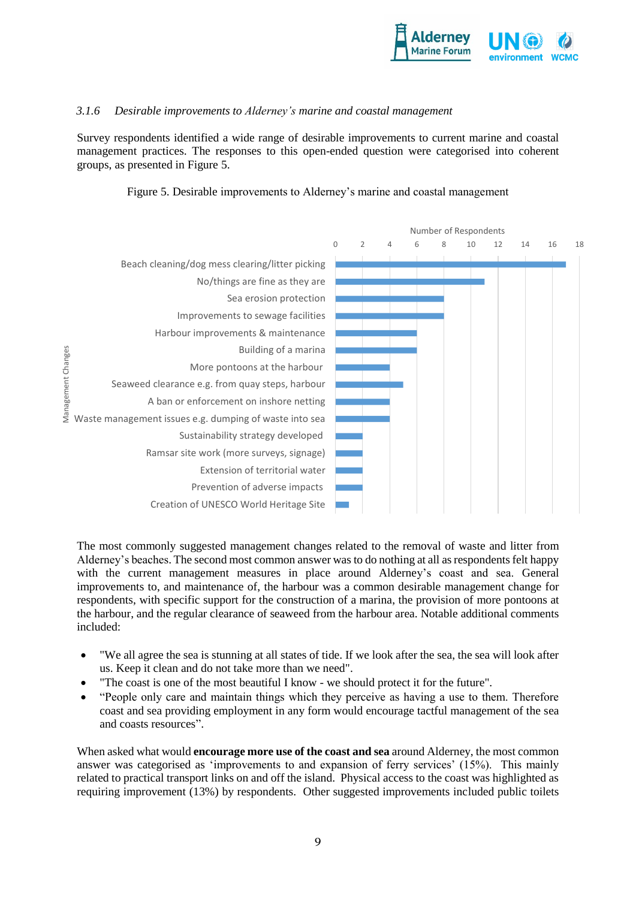### 3.1.6 *Desirable improvements to Alderney's marine and coastal management*

Survey respondents identified a wide range of desirable improvements to current marine and coastal management practices. The responses to this open-ended question were categorised into coherent groups, as presented in Figure 5.

Figure 5. Desirable improvements to Alderney's marine and coastal management

| Management Changes | Number of Respondents |
|---|---|
| Beach cleaning/dog mess clearing/litter picking | 17 |
| No/things are fine as they are | 11 |
| Sea erosion protection | 8 |
| Improvements to sewage facilities | 8 |
| Harbour improvements & maintenance | 6 |
| Building of a marina | 6 |
| More pontoons at the harbour | 4 |
| Seaweed clearance e.g. from quay steps, harbour | 5 |
| A ban or enforcement on inshore netting | 4 |
| Waste management issues e.g. dumping of waste into sea | 4 |
| Sustainability strategy developed | 2 |
| Ramsar site work (more surveys, signage) | 2 |
| Extension of territorial water | 2 |
| Prevention of adverse impacts | 2 |
| Creation of UNESCO World Heritage Site | 1 |

The most commonly suggested management changes related to the removal of waste and litter from Alderney's beaches. The second most common answer was to do nothing at all as respondents felt happy with the current management measures in place around Alderney's coast and sea. General improvements to, and maintenance of, the harbour was a common desirable management change for respondents, with specific support for the construction of a marina, the provision of more pontoons at the harbour, and the regular clearance of seaweed from the harbour area. Notable additional comments included:

- "We all agree the sea is stunning at all states of tide. If we look after the sea, the sea will look after us. Keep it clean and do not take more than we need".
- "The coast is one of the most beautiful I know - we should protect it for the future".
- "People only care and maintain things which they perceive as having a use to them. Therefore coast and sea providing employment in any form would encourage tactful management of the sea and coasts resources".

When asked what would **encourage more use of the coast and sea** around Alderney, the most common answer was categorised as 'improvements to and expansion of ferry services' (15%). This mainly related to practical transport links on and off the island. Physical access to the coast was highlighted as requiring improvement (13%) by respondents. Other suggested improvements included public toilets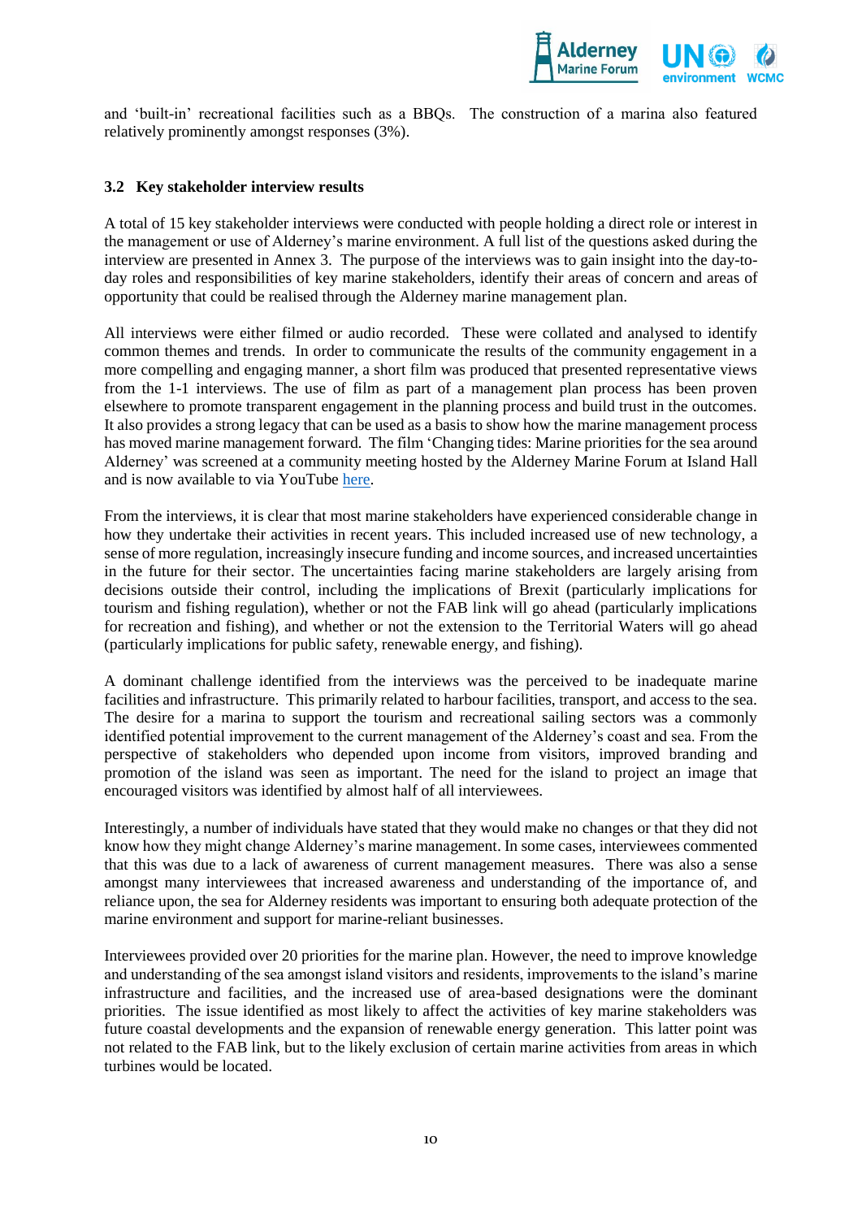and 'built-in' recreational facilities such as a BBQs. The construction of a marina also featured relatively prominently amongst responses (3%).

### 3.2 Key stakeholder interview results

A total of 15 key stakeholder interviews were conducted with people holding a direct role or interest in the management or use of Alderney's marine environment. A full list of the questions asked during the interview are presented in Annex 3. The purpose of the interviews was to gain insight into the day-to-day roles and responsibilities of key marine stakeholders, identify their areas of concern and areas of opportunity that could be realised through the Alderney marine management plan.

All interviews were either filmed or audio recorded. These were collated and analysed to identify common themes and trends. In order to communicate the results of the community engagement in a more compelling and engaging manner, a short film was produced that presented representative views from the 1-1 interviews. The use of film as part of a management plan process has been proven elsewhere to promote transparent engagement in the planning process and build trust in the outcomes. It also provides a strong legacy that can be used as a basis to show how the marine management process has moved marine management forward. The film 'Changing tides: Marine priorities for the sea around Alderney' was screened at a community meeting hosted by the Alderney Marine Forum at Island Hall and is now available to via YouTube here.

From the interviews, it is clear that most marine stakeholders have experienced considerable change in how they undertake their activities in recent years. This included increased use of new technology, a sense of more regulation, increasingly insecure funding and income sources, and increased uncertainties in the future for their sector. The uncertainties facing marine stakeholders are largely arising from decisions outside their control, including the implications of Brexit (particularly implications for tourism and fishing regulation), whether or not the FAB link will go ahead (particularly implications for recreation and fishing), and whether or not the extension to the Territorial Waters will go ahead (particularly implications for public safety, renewable energy, and fishing).

A dominant challenge identified from the interviews was the perceived to be inadequate marine facilities and infrastructure. This primarily related to harbour facilities, transport, and access to the sea. The desire for a marina to support the tourism and recreational sailing sectors was a commonly identified potential improvement to the current management of the Alderney's coast and sea. From the perspective of stakeholders who depended upon income from visitors, improved branding and promotion of the island was seen as important. The need for the island to project an image that encouraged visitors was identified by almost half of all interviewees.

Interestingly, a number of individuals have stated that they would make no changes or that they did not know how they might change Alderney's marine management. In some cases, interviewees commented that this was due to a lack of awareness of current management measures. There was also a sense amongst many interviewees that increased awareness and understanding of the importance of, and reliance upon, the sea for Alderney residents was important to ensuring both adequate protection of the marine environment and support for marine-reliant businesses.

Interviewees provided over 20 priorities for the marine plan. However, the need to improve knowledge and understanding of the sea amongst island visitors and residents, improvements to the island's marine infrastructure and facilities, and the increased use of area-based designations were the dominant priorities. The issue identified as most likely to affect the activities of key marine stakeholders was future coastal developments and the expansion of renewable energy generation. This latter point was not related to the FAB link, but to the likely exclusion of certain marine activities from areas in which turbines would be located.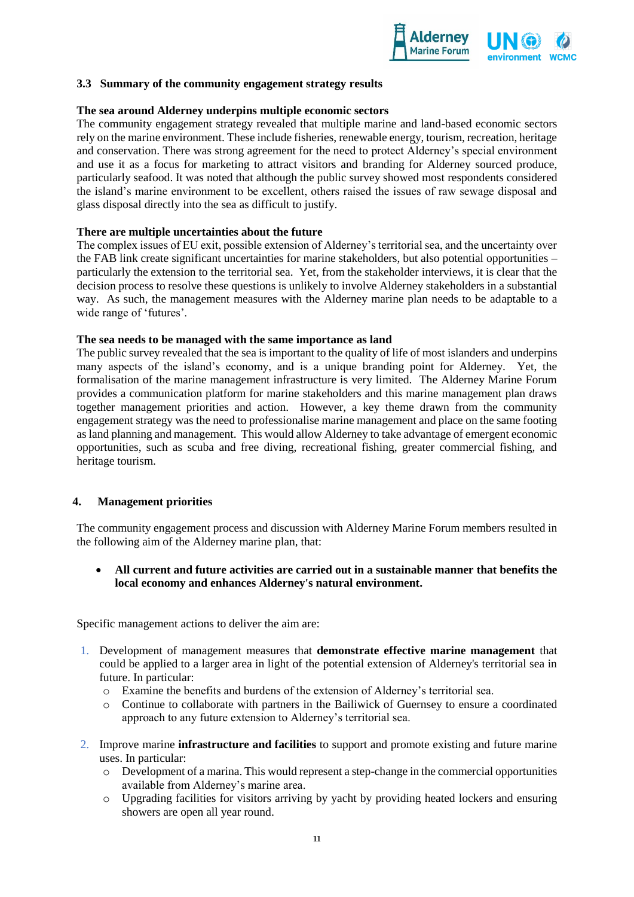### 3.3 Summary of the community engagement strategy results

**The sea around Alderney underpins multiple economic sectors**

The community engagement strategy revealed that multiple marine and land-based economic sectors rely on the marine environment. These include fisheries, renewable energy, tourism, recreation, heritage and conservation. There was strong agreement for the need to protect Alderney's special environment and use it as a focus for marketing to attract visitors and branding for Alderney sourced produce, particularly seafood. It was noted that although the public survey showed most respondents considered the island's marine environment to be excellent, others raised the issues of raw sewage disposal and glass disposal directly into the sea as difficult to justify.

**There are multiple uncertainties about the future**

The complex issues of EU exit, possible extension of Alderney's territorial sea, and the uncertainty over the FAB link create significant uncertainties for marine stakeholders, but also potential opportunities – particularly the extension to the territorial sea. Yet, from the stakeholder interviews, it is clear that the decision process to resolve these questions is unlikely to involve Alderney stakeholders in a substantial way. As such, the management measures with the Alderney marine plan needs to be adaptable to a wide range of 'futures'.

**The sea needs to be managed with the same importance as land**

The public survey revealed that the sea is important to the quality of life of most islanders and underpins many aspects of the island's economy, and is a unique branding point for Alderney. Yet, the formalisation of the marine management infrastructure is very limited. The Alderney Marine Forum provides a communication platform for marine stakeholders and this marine management plan draws together management priorities and action. However, a key theme drawn from the community engagement strategy was the need to professionalise marine management and place on the same footing as land planning and management. This would allow Alderney to take advantage of emergent economic opportunities, such as scuba and free diving, recreational fishing, greater commercial fishing, and heritage tourism.

## 4. Management priorities

The community engagement process and discussion with Alderney Marine Forum members resulted in the following aim of the Alderney marine plan, that:

- **All current and future activities are carried out in a sustainable manner that benefits the local economy and enhances Alderney's natural environment.**

Specific management actions to deliver the aim are:

1. Development of management measures that **demonstrate effective marine management** that could be applied to a larger area in light of the potential extension of Alderney's territorial sea in future. In particular:
   - Examine the benefits and burdens of the extension of Alderney's territorial sea.
   - Continue to collaborate with partners in the Bailiwick of Guernsey to ensure a coordinated approach to any future extension to Alderney's territorial sea.
2. Improve marine **infrastructure and facilities** to support and promote existing and future marine uses. In particular:
   - Development of a marina. This would represent a step-change in the commercial opportunities available from Alderney's marine area.
   - Upgrading facilities for visitors arriving by yacht by providing heated lockers and ensuring showers are open all year round.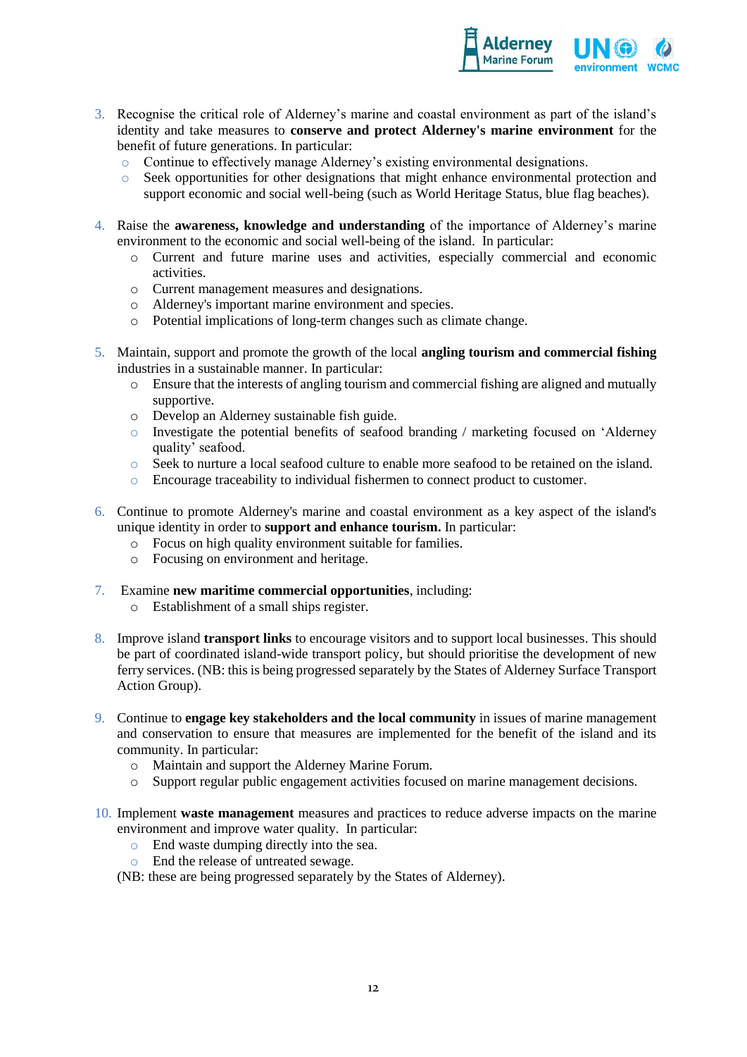3. Recognise the critical role of Alderney's marine and coastal environment as part of the island's identity and take measures to **conserve and protect Alderney's marine environment** for the benefit of future generations. In particular:
    - Continue to effectively manage Alderney's existing environmental designations.
    - Seek opportunities for other designations that might enhance environmental protection and support economic and social well-being (such as World Heritage Status, blue flag beaches).

4. Raise the **awareness, knowledge and understanding** of the importance of Alderney's marine environment to the economic and social well-being of the island. In particular:
    - Current and future marine uses and activities, especially commercial and economic activities.
    - Current management measures and designations.
    - Alderney's important marine environment and species.
    - Potential implications of long-term changes such as climate change.

5. Maintain, support and promote the growth of the local **angling tourism and commercial fishing** industries in a sustainable manner. In particular:
    - Ensure that the interests of angling tourism and commercial fishing are aligned and mutually supportive.
    - Develop an Alderney sustainable fish guide.
    - Investigate the potential benefits of seafood branding / marketing focused on 'Alderney quality' seafood.
    - Seek to nurture a local seafood culture to enable more seafood to be retained on the island.
    - Encourage traceability to individual fishermen to connect product to customer.

6. Continue to promote Alderney's marine and coastal environment as a key aspect of the island's unique identity in order to **support and enhance tourism.** In particular:
    - Focus on high quality environment suitable for families.
    - Focusing on environment and heritage.

7. Examine **new maritime commercial opportunities**, including:
    - Establishment of a small ships register.

8. Improve island **transport links** to encourage visitors and to support local businesses. This should be part of coordinated island-wide transport policy, but should prioritise the development of new ferry services. (NB: this is being progressed separately by the States of Alderney Surface Transport Action Group).

9. Continue to **engage key stakeholders and the local community** in issues of marine management and conservation to ensure that measures are implemented for the benefit of the island and its community. In particular:
    - Maintain and support the Alderney Marine Forum.
    - Support regular public engagement activities focused on marine management decisions.

10. Implement **waste management** measures and practices to reduce adverse impacts on the marine environment and improve water quality. In particular:
    - End waste dumping directly into the sea.
    - End the release of untreated sewage.

    (NB: these are being progressed separately by the States of Alderney).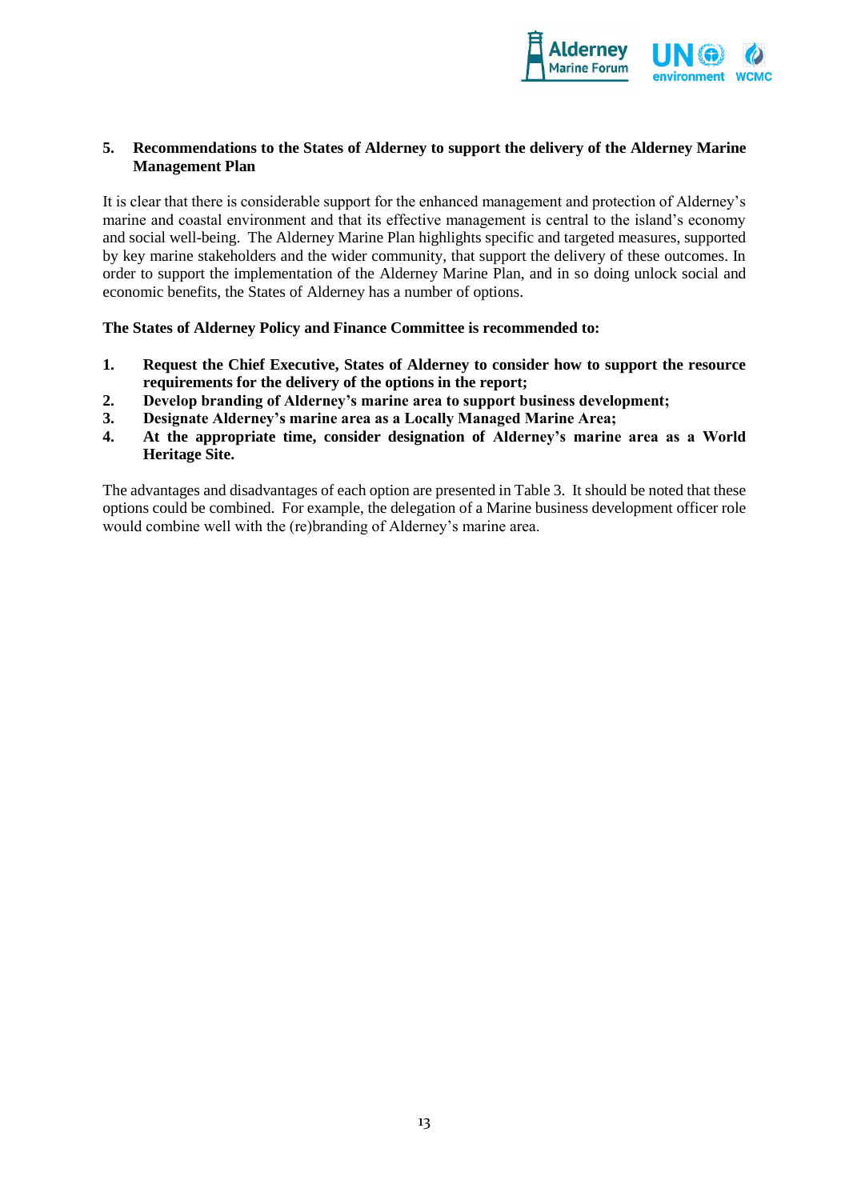## 5. Recommendations to the States of Alderney to support the delivery of the Alderney Marine Management Plan

It is clear that there is considerable support for the enhanced management and protection of Alderney's marine and coastal environment and that its effective management is central to the island's economy and social well-being. The Alderney Marine Plan highlights specific and targeted measures, supported by key marine stakeholders and the wider community, that support the delivery of these outcomes. In order to support the implementation of the Alderney Marine Plan, and in so doing unlock social and economic benefits, the States of Alderney has a number of options.

**The States of Alderney Policy and Finance Committee is recommended to:**

1. **Request the Chief Executive, States of Alderney to consider how to support the resource requirements for the delivery of the options in the report;**
2. **Develop branding of Alderney's marine area to support business development;**
3. **Designate Alderney's marine area as a Locally Managed Marine Area;**
4. **At the appropriate time, consider designation of Alderney's marine area as a World Heritage Site.**

The advantages and disadvantages of each option are presented in Table 3. It should be noted that these options could be combined. For example, the delegation of a Marine business development officer role would combine well with the (re)branding of Alderney's marine area.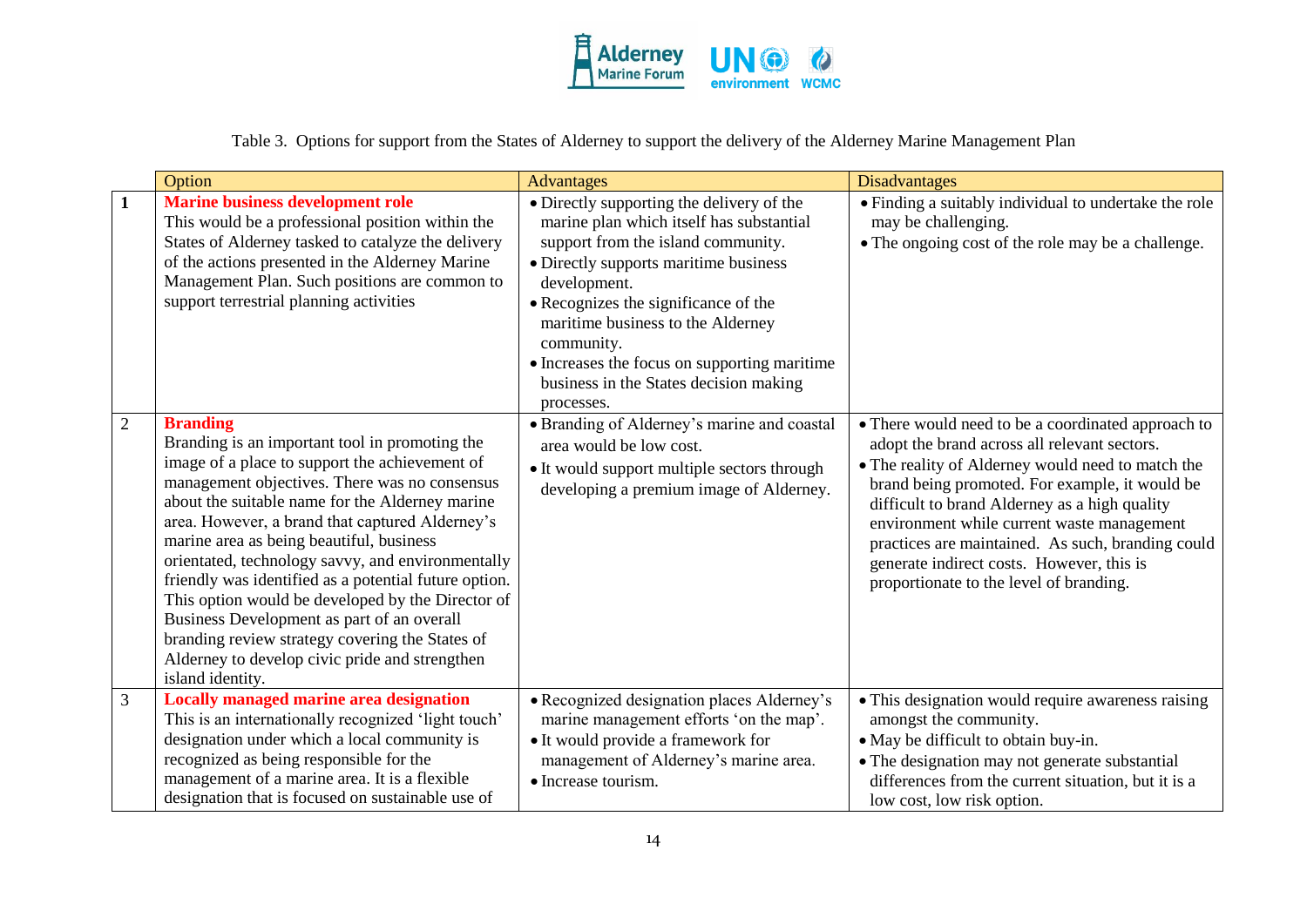Table 3. Options for support from the States of Alderney to support the delivery of the Alderney Marine Management Plan

| | Option | Advantages | Disadvantages |
|---|---|---|---|
| **1** | **Marine business development role** This would be a professional position within the States of Alderney tasked to catalyze the delivery of the actions presented in the Alderney Marine Management Plan. Such positions are common to support terrestrial planning activities | • Directly supporting the delivery of the marine plan which itself has substantial support from the island community. • Directly supports maritime business development. • Recognizes the significance of the maritime business to the Alderney community. • Increases the focus on supporting maritime business in the States decision making processes. | • Finding a suitably individual to undertake the role may be challenging. • The ongoing cost of the role may be a challenge. |
| 2 | **Branding** Branding is an important tool in promoting the image of a place to support the achievement of management objectives. There was no consensus about the suitable name for the Alderney marine area. However, a brand that captured Alderney's marine area as being beautiful, business orientated, technology savvy, and environmentally friendly was identified as a potential future option. This option would be developed by the Director of Business Development as part of an overall branding review strategy covering the States of Alderney to develop civic pride and strengthen island identity. | • Branding of Alderney's marine and coastal area would be low cost. • It would support multiple sectors through developing a premium image of Alderney. | • There would need to be a coordinated approach to adopt the brand across all relevant sectors. • The reality of Alderney would need to match the brand being promoted. For example, it would be difficult to brand Alderney as a high quality environment while current waste management practices are maintained. As such, branding could generate indirect costs. However, this is proportionate to the level of branding. |
| 3 | **Locally managed marine area designation** This is an internationally recognized 'light touch' designation under which a local community is recognized as being responsible for the management of a marine area. It is a flexible designation that is focused on sustainable use of | • Recognized designation places Alderney's marine management efforts 'on the map'. • It would provide a framework for management of Alderney's marine area. • Increase tourism. | • This designation would require awareness raising amongst the community. • May be difficult to obtain buy-in. • The designation may not generate substantial differences from the current situation, but it is a low cost, low risk option. |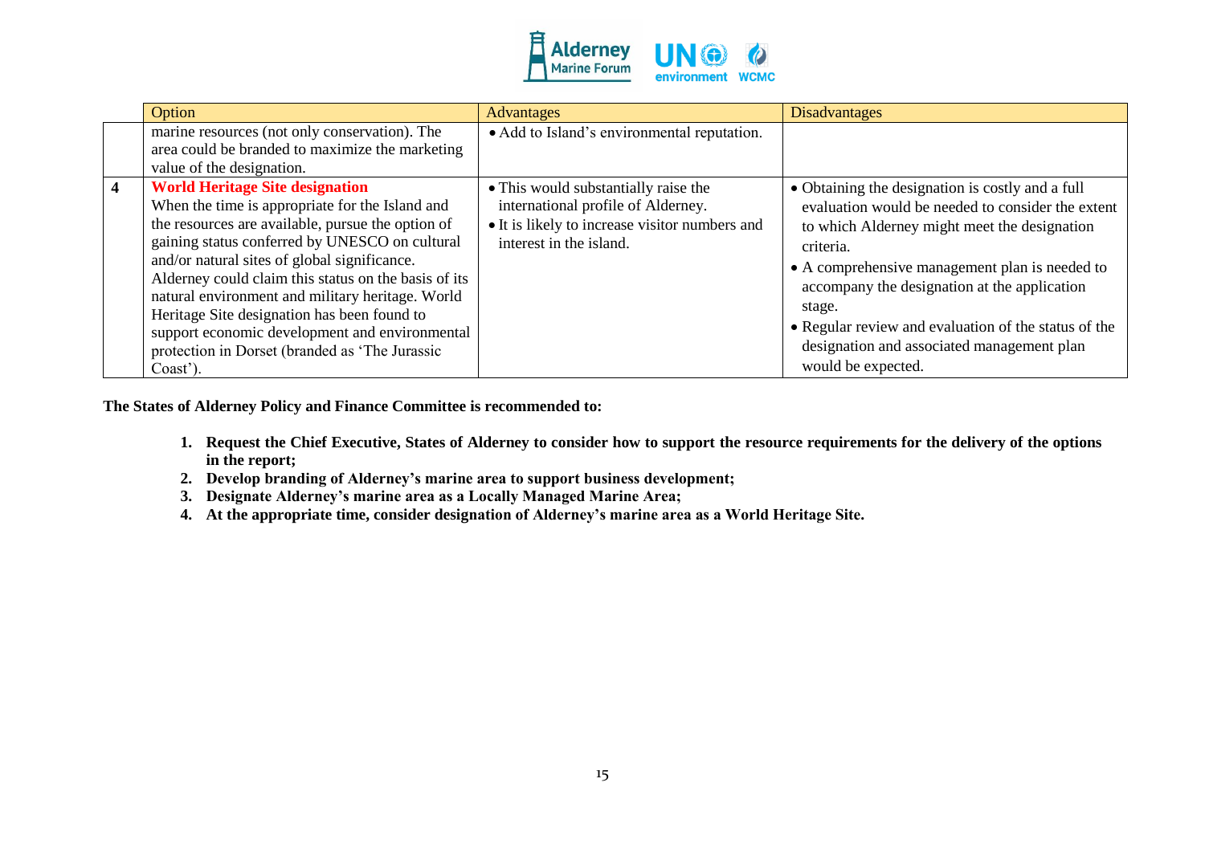| | Option | Advantages | Disadvantages |
|---|---|---|---|
| | marine resources (not only conservation). The area could be branded to maximize the marketing value of the designation. | • Add to Island's environmental reputation. | |
| **4** | **World Heritage Site designation**<br>When the time is appropriate for the Island and the resources are available, pursue the option of gaining status conferred by UNESCO on cultural and/or natural sites of global significance. Alderney could claim this status on the basis of its natural environment and military heritage. World Heritage Site designation has been found to support economic development and environmental protection in Dorset (branded as 'The Jurassic Coast'). | • This would substantially raise the international profile of Alderney.<br>• It is likely to increase visitor numbers and interest in the island. | • Obtaining the designation is costly and a full evaluation would be needed to consider the extent to which Alderney might meet the designation criteria.<br>• A comprehensive management plan is needed to accompany the designation at the application stage.<br>• Regular review and evaluation of the status of the designation and associated management plan would be expected. |

**The States of Alderney Policy and Finance Committee is recommended to:**

1. **Request the Chief Executive, States of Alderney to consider how to support the resource requirements for the delivery of the options in the report;**
2. **Develop branding of Alderney's marine area to support business development;**
3. **Designate Alderney's marine area as a Locally Managed Marine Area;**
4. **At the appropriate time, consider designation of Alderney's marine area as a World Heritage Site.**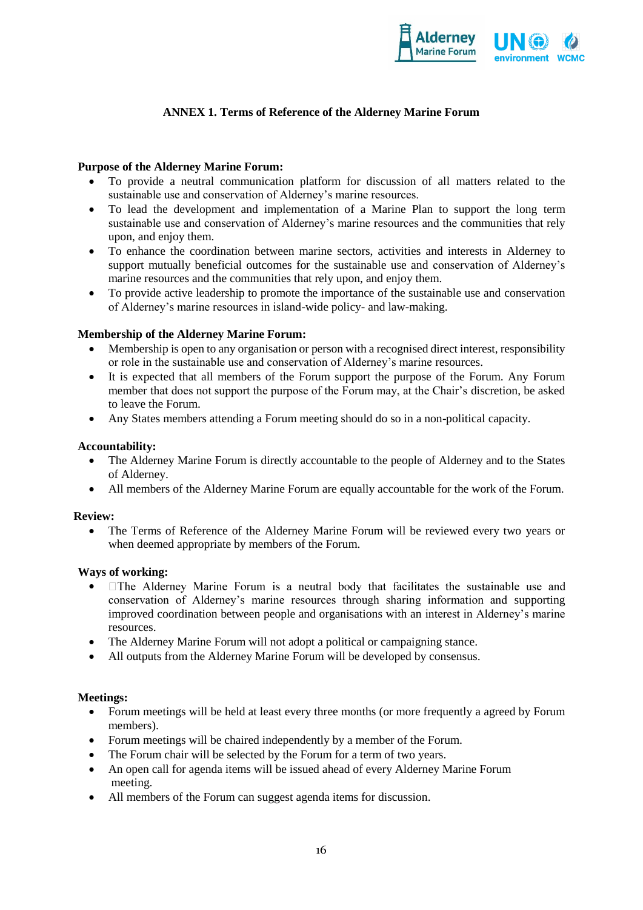## ANNEX 1. Terms of Reference of the Alderney Marine Forum

**Purpose of the Alderney Marine Forum:**

- To provide a neutral communication platform for discussion of all matters related to the sustainable use and conservation of Alderney's marine resources.
- To lead the development and implementation of a Marine Plan to support the long term sustainable use and conservation of Alderney's marine resources and the communities that rely upon, and enjoy them.
- To enhance the coordination between marine sectors, activities and interests in Alderney to support mutually beneficial outcomes for the sustainable use and conservation of Alderney's marine resources and the communities that rely upon, and enjoy them.
- To provide active leadership to promote the importance of the sustainable use and conservation of Alderney's marine resources in island-wide policy- and law-making.

**Membership of the Alderney Marine Forum:**

- Membership is open to any organisation or person with a recognised direct interest, responsibility or role in the sustainable use and conservation of Alderney's marine resources.
- It is expected that all members of the Forum support the purpose of the Forum. Any Forum member that does not support the purpose of the Forum may, at the Chair's discretion, be asked to leave the Forum.
- Any States members attending a Forum meeting should do so in a non-political capacity.

**Accountability:**

- The Alderney Marine Forum is directly accountable to the people of Alderney and to the States of Alderney.
- All members of the Alderney Marine Forum are equally accountable for the work of the Forum.

**Review:**

- The Terms of Reference of the Alderney Marine Forum will be reviewed every two years or when deemed appropriate by members of the Forum.

**Ways of working:**

- The Alderney Marine Forum is a neutral body that facilitates the sustainable use and conservation of Alderney's marine resources through sharing information and supporting improved coordination between people and organisations with an interest in Alderney's marine resources.
- The Alderney Marine Forum will not adopt a political or campaigning stance.
- All outputs from the Alderney Marine Forum will be developed by consensus.

**Meetings:**

- Forum meetings will be held at least every three months (or more frequently a agreed by Forum members).
- Forum meetings will be chaired independently by a member of the Forum.
- The Forum chair will be selected by the Forum for a term of two years.
- An open call for agenda items will be issued ahead of every Alderney Marine Forum meeting.
- All members of the Forum can suggest agenda items for discussion.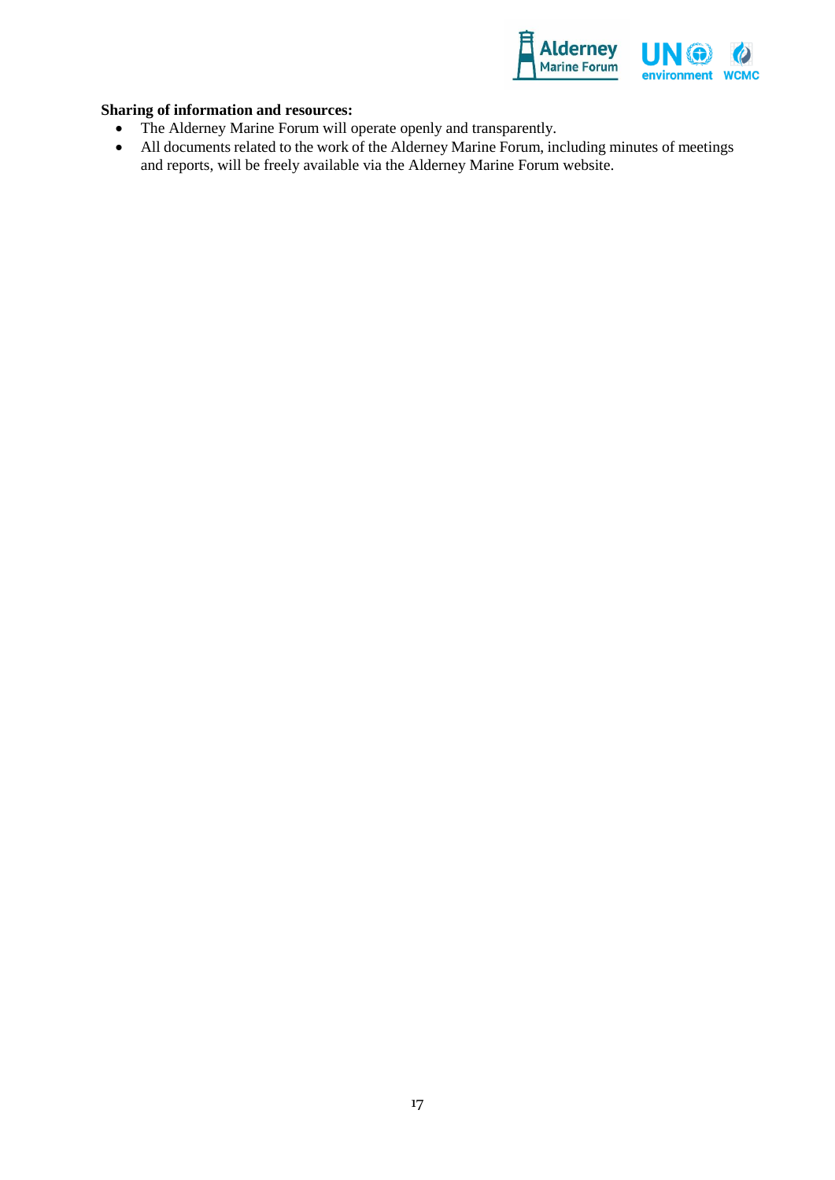**Sharing of information and resources:**

- The Alderney Marine Forum will operate openly and transparently.
- All documents related to the work of the Alderney Marine Forum, including minutes of meetings and reports, will be freely available via the Alderney Marine Forum website.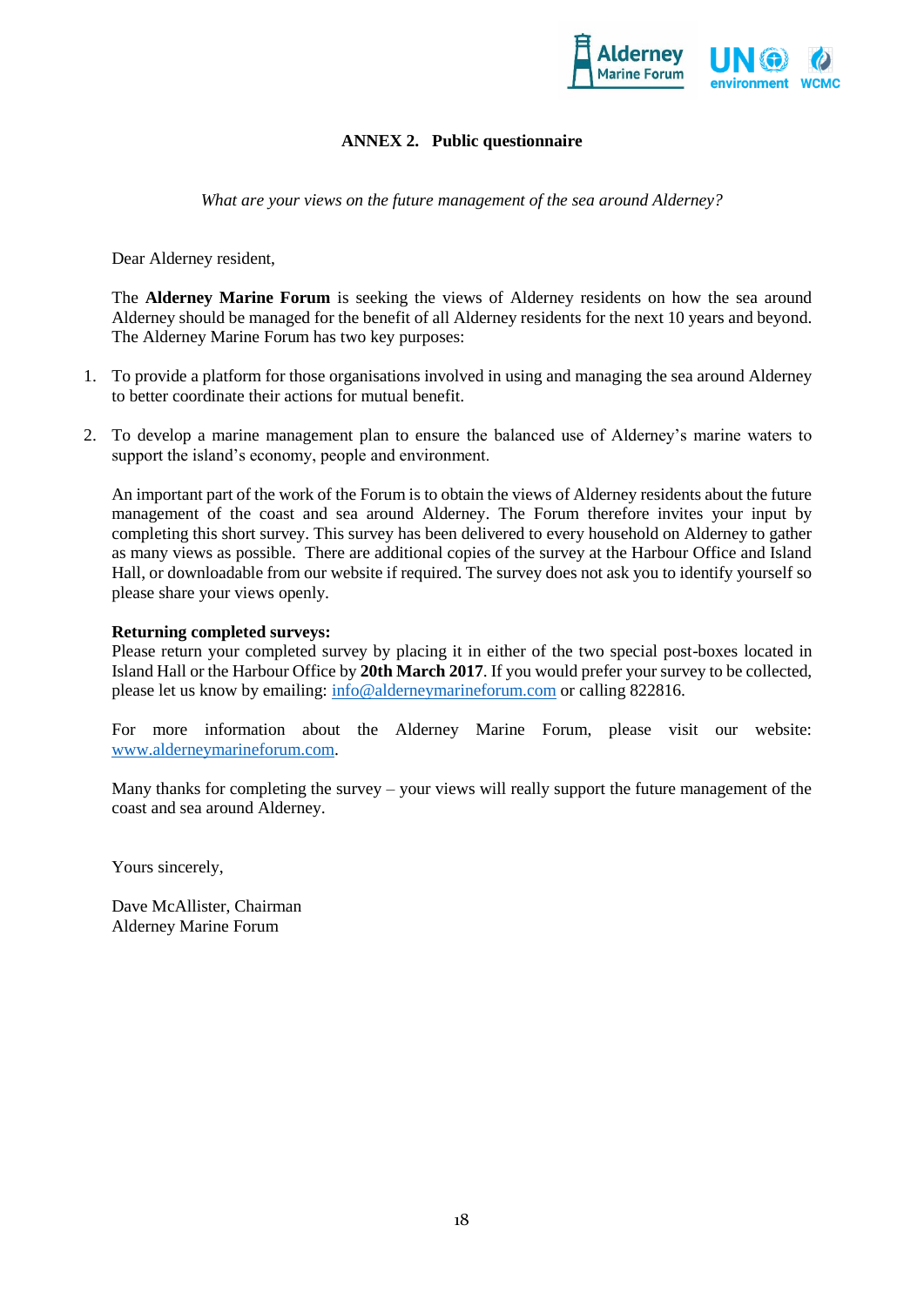## ANNEX 2. Public questionnaire

*What are your views on the future management of the sea around Alderney?*

Dear Alderney resident,

The **Alderney Marine Forum** is seeking the views of Alderney residents on how the sea around Alderney should be managed for the benefit of all Alderney residents for the next 10 years and beyond. The Alderney Marine Forum has two key purposes:

1. To provide a platform for those organisations involved in using and managing the sea around Alderney to better coordinate their actions for mutual benefit.

2. To develop a marine management plan to ensure the balanced use of Alderney's marine waters to support the island's economy, people and environment.

An important part of the work of the Forum is to obtain the views of Alderney residents about the future management of the coast and sea around Alderney. The Forum therefore invites your input by completing this short survey. This survey has been delivered to every household on Alderney to gather as many views as possible. There are additional copies of the survey at the Harbour Office and Island Hall, or downloadable from our website if required. The survey does not ask you to identify yourself so please share your views openly.

**Returning completed surveys:**
Please return your completed survey by placing it in either of the two special post-boxes located in Island Hall or the Harbour Office by **20th March 2017**. If you would prefer your survey to be collected, please let us know by emailing: info@alderneymarineforum.com or calling 822816.

For more information about the Alderney Marine Forum, please visit our website: www.alderneymarineforum.com.

Many thanks for completing the survey – your views will really support the future management of the coast and sea around Alderney.

Yours sincerely,

Dave McAllister, Chairman
Alderney Marine Forum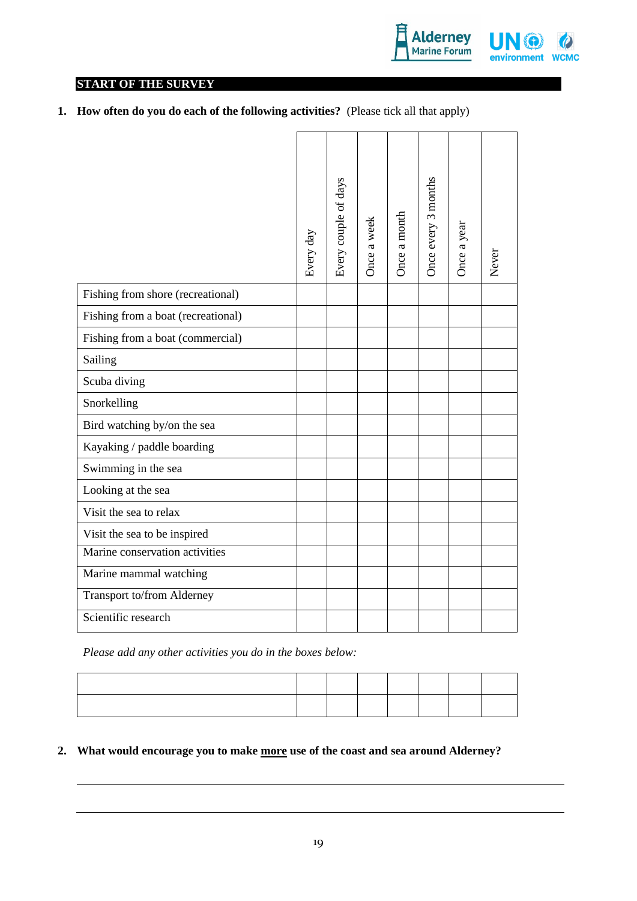**START OF THE SURVEY**

**1. How often do you do each of the following activities?** (Please tick all that apply)

| | Every day | Every couple of days | Once a week | Once a month | Once every 3 months | Once a year | Never |
|---|---|---|---|---|---|---|---|
| Fishing from shore (recreational) | | | | | | | |
| Fishing from a boat (recreational) | | | | | | | |
| Fishing from a boat (commercial) | | | | | | | |
| Sailing | | | | | | | |
| Scuba diving | | | | | | | |
| Snorkelling | | | | | | | |
| Bird watching by/on the sea | | | | | | | |
| Kayaking / paddle boarding | | | | | | | |
| Swimming in the sea | | | | | | | |
| Looking at the sea | | | | | | | |
| Visit the sea to relax | | | | | | | |
| Visit the sea to be inspired | | | | | | | |
| Marine conservation activities | | | | | | | |
| Marine mammal watching | | | | | | | |
| Transport to/from Alderney | | | | | | | |
| Scientific research | | | | | | | |

*Please add any other activities you do in the boxes below:*

| | | | | | | | |
|---|---|---|---|---|---|---|---|
| | | | | | | | |
| | | | | | | | |

**2. What would encourage you to make <u>more</u> use of the coast and sea around Alderney?**

___________________________________________________________________________

___________________________________________________________________________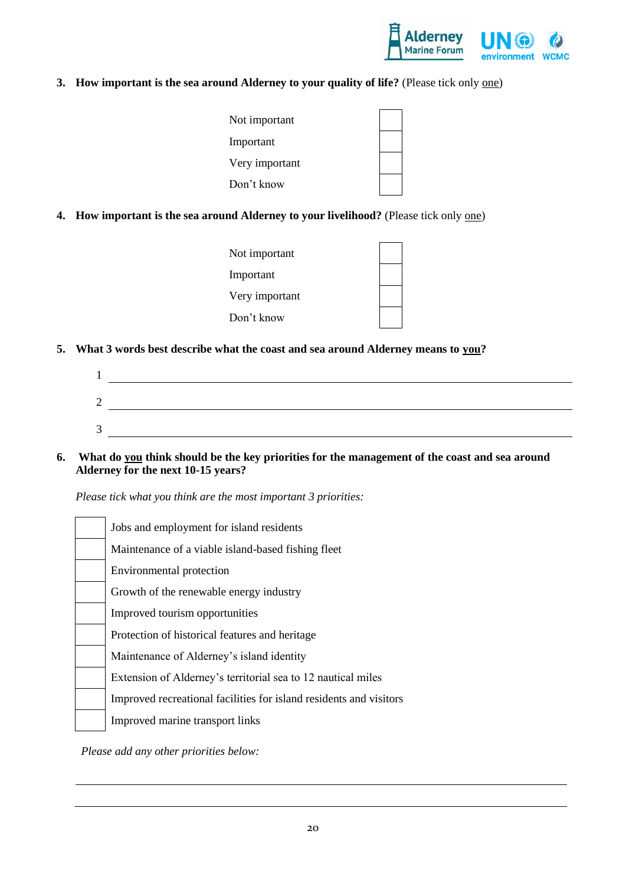**3. How important is the sea around Alderney to your quality of life?** (Please tick only <u>one</u>)

| | |
|---|---|
| Not important | ☐ |
| Important | ☐ |
| Very important | ☐ |
| Don't know | ☐ |

**4. How important is the sea around Alderney to your livelihood?** (Please tick only <u>one</u>)

| | |
|---|---|
| Not important | ☐ |
| Important | ☐ |
| Very important | ☐ |
| Don't know | ☐ |

**5. What 3 words best describe what the coast and sea around Alderney means to <u>you</u>?**

1 \_\_\_\_\_\_\_\_\_\_\_\_\_\_\_\_\_\_\_\_\_\_\_\_\_\_\_\_\_\_\_\_\_\_\_\_\_\_\_\_

2 \_\_\_\_\_\_\_\_\_\_\_\_\_\_\_\_\_\_\_\_\_\_\_\_\_\_\_\_\_\_\_\_\_\_\_\_\_\_\_\_

3 \_\_\_\_\_\_\_\_\_\_\_\_\_\_\_\_\_\_\_\_\_\_\_\_\_\_\_\_\_\_\_\_\_\_\_\_\_\_\_\_

**6. What do <u>you</u> think should be the key priorities for the management of the coast and sea around Alderney for the next 10-15 years?**

*Please tick what you think are the most important 3 priorities:*

- ☐ Jobs and employment for island residents
- ☐ Maintenance of a viable island-based fishing fleet
- ☐ Environmental protection
- ☐ Growth of the renewable energy industry
- ☐ Improved tourism opportunities
- ☐ Protection of historical features and heritage
- ☐ Maintenance of Alderney's island identity
- ☐ Extension of Alderney's territorial sea to 12 nautical miles
- ☐ Improved recreational facilities for island residents and visitors
- ☐ Improved marine transport links

*Please add any other priorities below:*

\_\_\_\_\_\_\_\_\_\_\_\_\_\_\_\_\_\_\_\_\_\_\_\_\_\_\_\_\_\_\_\_\_\_\_\_\_\_\_\_

\_\_\_\_\_\_\_\_\_\_\_\_\_\_\_\_\_\_\_\_\_\_\_\_\_\_\_\_\_\_\_\_\_\_\_\_\_\_\_\_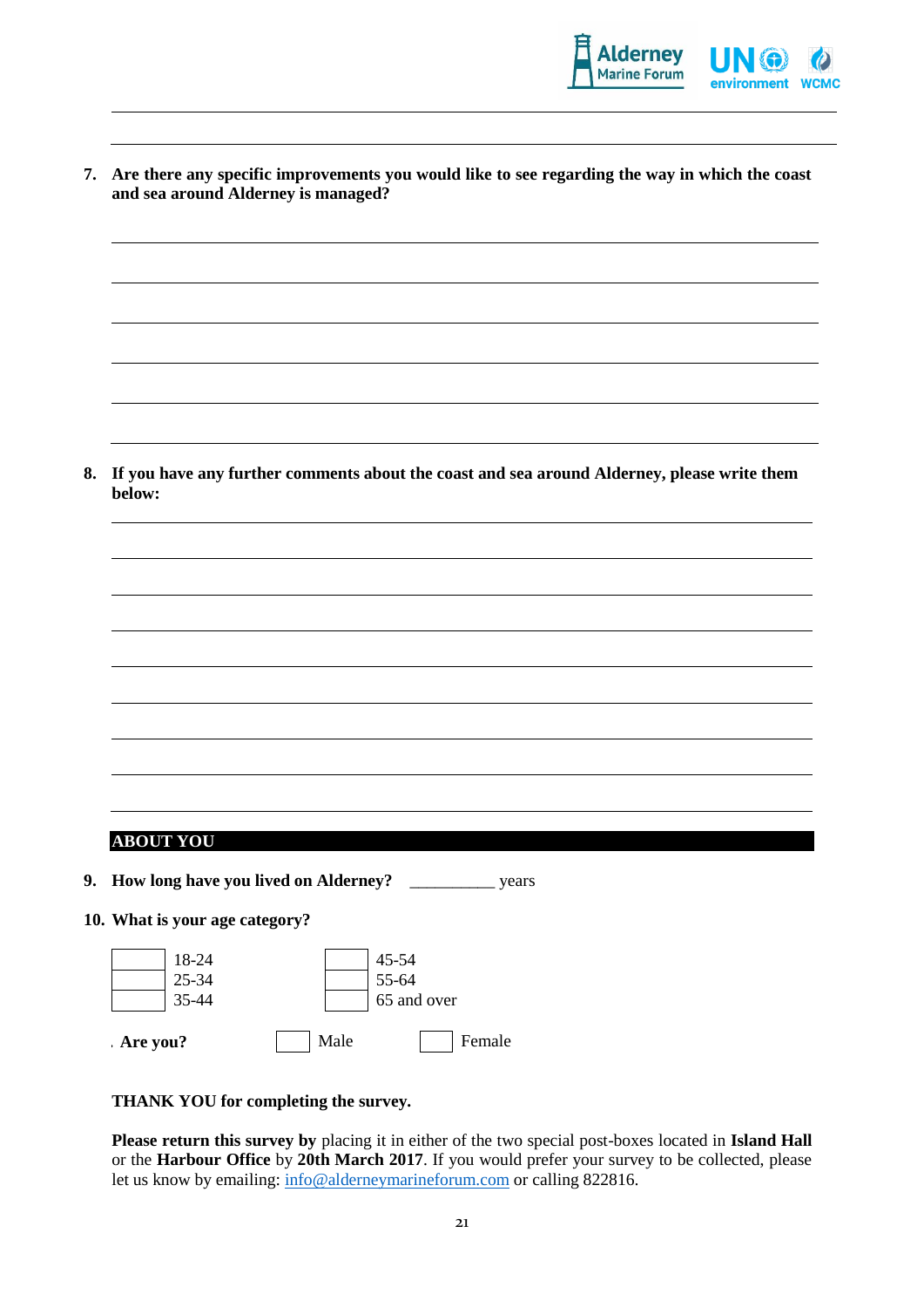7. **Are there any specific improvements you would like to see regarding the way in which the coast and sea around Alderney is managed?**

8. **If you have any further comments about the coast and sea around Alderney, please write them below:**

## ABOUT YOU

9. **How long have you lived on Alderney?** __________ years

10. **What is your age category?**

| | | | |
|---|---|---|---|
| ☐ | 18-24 | ☐ | 45-54 |
| ☐ | 25-34 | ☐ | 55-64 |
| ☐ | 35-44 | ☐ | 65 and over |

**Are you?** ☐ Male ☐ Female

**THANK YOU for completing the survey.**

**Please return this survey by** placing it in either of the two special post-boxes located in **Island Hall** or the **Harbour Office** by **20th March 2017**. If you would prefer your survey to be collected, please let us know by emailing: info@alderneymarineforum.com or calling 822816.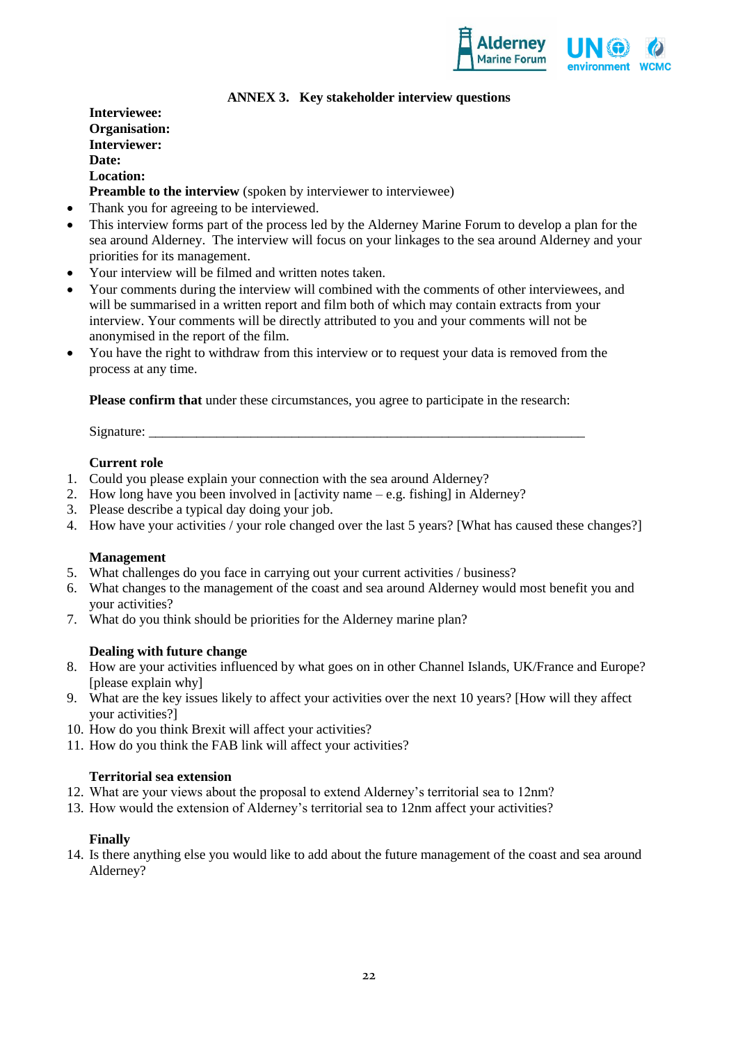## ANNEX 3. Key stakeholder interview questions

**Interviewee:**
**Organisation:**
**Interviewer:**
**Date:**
**Location:**
**Preamble to the interview** (spoken by interviewer to interviewee)

- Thank you for agreeing to be interviewed.
- This interview forms part of the process led by the Alderney Marine Forum to develop a plan for the sea around Alderney. The interview will focus on your linkages to the sea around Alderney and your priorities for its management.
- Your interview will be filmed and written notes taken.
- Your comments during the interview will combined with the comments of other interviewees, and will be summarised in a written report and film both of which may contain extracts from your interview. Your comments will be directly attributed to you and your comments will not be anonymised in the report of the film.
- You have the right to withdraw from this interview or to request your data is removed from the process at any time.

**Please confirm that** under these circumstances, you agree to participate in the research:

Signature: ___________________________________________________________________

**Current role**

1. Could you please explain your connection with the sea around Alderney?
2. How long have you been involved in [activity name – e.g. fishing] in Alderney?
3. Please describe a typical day doing your job.
4. How have your activities / your role changed over the last 5 years? [What has caused these changes?]

**Management**

5. What challenges do you face in carrying out your current activities / business?
6. What changes to the management of the coast and sea around Alderney would most benefit you and your activities?
7. What do you think should be priorities for the Alderney marine plan?

**Dealing with future change**

8. How are your activities influenced by what goes on in other Channel Islands, UK/France and Europe? [please explain why]
9. What are the key issues likely to affect your activities over the next 10 years? [How will they affect your activities?]
10. How do you think Brexit will affect your activities?
11. How do you think the FAB link will affect your activities?

**Territorial sea extension**

12. What are your views about the proposal to extend Alderney's territorial sea to 12nm?
13. How would the extension of Alderney's territorial sea to 12nm affect your activities?

**Finally**

14. Is there anything else you would like to add about the future management of the coast and sea around Alderney?